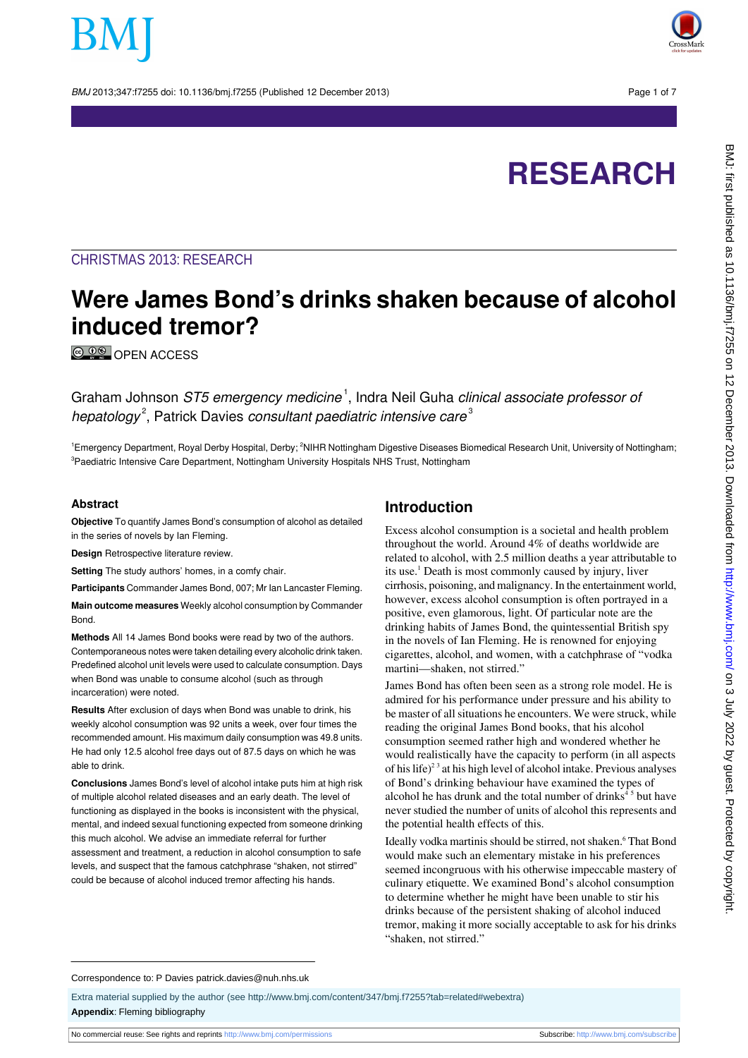CHRISTMAS 2013: RESEARCH

# Were James Bond's drinks shaken because of alcohol induced tremor?

OPEN ACCESS

Graham Johnson *ST5 emergency medicine*[1], Indra Neil Guha *clinical associate professor of hepatology*[2], Patrick Davies *consultant paediatric intensive care*[3]

[1]Emergency Department, Royal Derby Hospital, Derby; [2]NIHR Nottingham Digestive Diseases Biomedical Research Unit, University of Nottingham; [3]Paediatric Intensive Care Department, Nottingham University Hospitals NHS Trust, Nottingham

## Abstract

**Objective** To quantify James Bond's consumption of alcohol as detailed in the series of novels by Ian Fleming.

**Design** Retrospective literature review.

**Setting** The study authors' homes, in a comfy chair.

**Participants** Commander James Bond, 007; Mr Ian Lancaster Fleming.

**Main outcome measures** Weekly alcohol consumption by Commander Bond.

**Methods** All 14 James Bond books were read by two of the authors. Contemporaneous notes were taken detailing every alcoholic drink taken. Predefined alcohol unit levels were used to calculate consumption. Days when Bond was unable to consume alcohol (such as through incarceration) were noted.

**Results** After exclusion of days when Bond was unable to drink, his weekly alcohol consumption was 92 units a week, over four times the recommended amount. His maximum daily consumption was 49.8 units. He had only 12.5 alcohol free days out of 87.5 days on which he was able to drink.

**Conclusions** James Bond's level of alcohol intake puts him at high risk of multiple alcohol related diseases and an early death. The level of functioning as displayed in the books is inconsistent with the physical, mental, and indeed sexual functioning expected from someone drinking this much alcohol. We advise an immediate referral for further assessment and treatment, a reduction in alcohol consumption to safe levels, and suspect that the famous catchphrase "shaken, not stirred" could be because of alcohol induced tremor affecting his hands.

## Introduction

Excess alcohol consumption is a societal and health problem throughout the world. Around 4% of deaths worldwide are related to alcohol, with 2.5 million deaths a year attributable to its use.[1] Death is most commonly caused by injury, liver cirrhosis, poisoning, and malignancy. In the entertainment world, however, excess alcohol consumption is often portrayed in a positive, even glamorous, light. Of particular note are the drinking habits of James Bond, the quintessential British spy in the novels of Ian Fleming. He is renowned for enjoying cigarettes, alcohol, and women, with a catchphrase of "vodka martini—shaken, not stirred."

James Bond has often been seen as a strong role model. He is admired for his performance under pressure and his ability to be master of all situations he encounters. We were struck, while reading the original James Bond books, that his alcohol consumption seemed rather high and wondered whether he would realistically have the capacity to perform (in all aspects of his life)[2,3] at his high level of alcohol intake. Previous analyses of Bond's drinking behaviour have examined the types of alcohol he has drunk and the total number of drinks[4,5] but have never studied the number of units of alcohol this represents and the potential health effects of this.

Ideally vodka martinis should be stirred, not shaken.[6] That Bond would make such an elementary mistake in his preferences seemed incongruous with his otherwise impeccable mastery of culinary etiquette. We examined Bond's alcohol consumption to determine whether he might have been unable to stir his drinks because of the persistent shaking of alcohol induced tremor, making it more socially acceptable to ask for his drinks "shaken, not stirred."

Correspondence to: P Davies patrick.davies@nuh.nhs.uk

Extra material supplied by the author (see http://www.bmj.com/content/347/bmj.f7255?tab=related#webextra)

**Appendix**: Fleming bibliography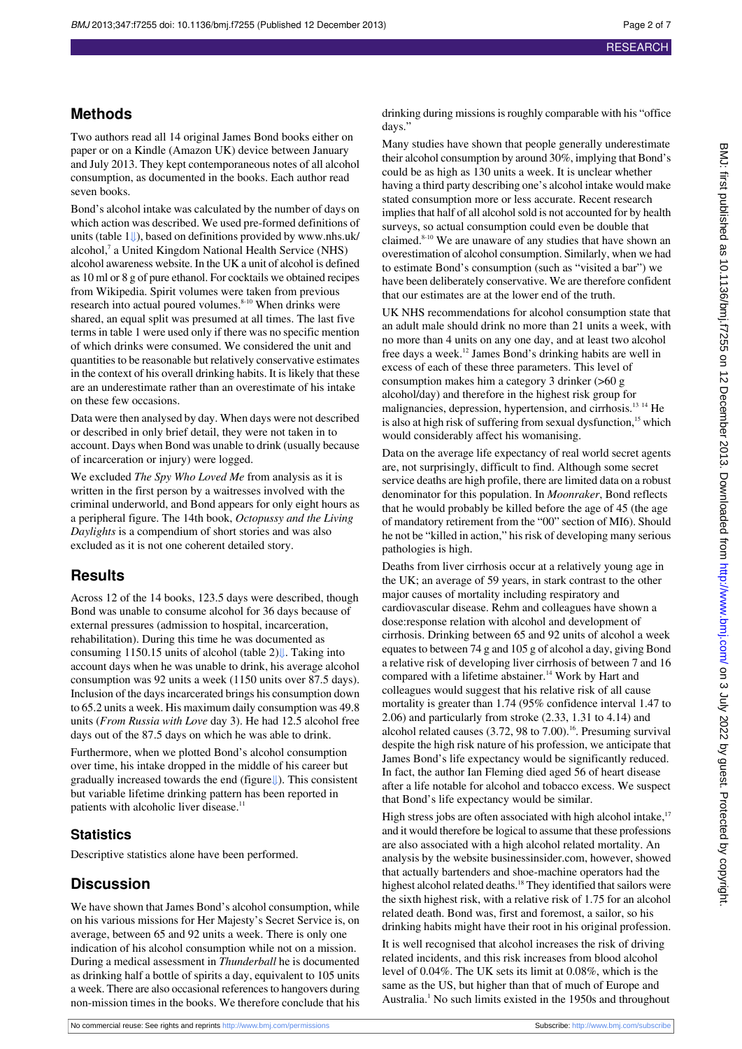## Methods

Two authors read all 14 original James Bond books either on paper or on a Kindle (Amazon UK) device between January and July 2013. They kept contemporaneous notes of all alcohol consumption, as documented in the books. Each author read seven books.

Bond's alcohol intake was calculated by the number of days on which action was described. We used pre-formed definitions of units (table 1⇓), based on definitions provided by www.nhs.uk/alcohol,[7] a United Kingdom National Health Service (NHS) alcohol awareness website. In the UK a unit of alcohol is defined as 10 ml or 8 g of pure ethanol. For cocktails we obtained recipes from Wikipedia. Spirit volumes were taken from previous research into actual poured volumes.[8-10] When drinks were shared, an equal split was presumed at all times. The last five terms in table 1 were used only if there was no specific mention of which drinks were consumed. We considered the unit and quantities to be reasonable but relatively conservative estimates in the context of his overall drinking habits. It is likely that these are an underestimate rather than an overestimate of his intake on these few occasions.

Data were then analysed by day. When days were not described or described in only brief detail, they were not taken in to account. Days when Bond was unable to drink (usually because of incarceration or injury) were logged.

We excluded *The Spy Who Loved Me* from analysis as it is written in the first person by a waitresses involved with the criminal underworld, and Bond appears for only eight hours as a peripheral figure. The 14th book, *Octopussy and the Living Daylights* is a compendium of short stories and was also excluded as it is not one coherent detailed story.

## Results

Across 12 of the 14 books, 123.5 days were described, though Bond was unable to consume alcohol for 36 days because of external pressures (admission to hospital, incarceration, rehabilitation). During this time he was documented as consuming 1150.15 units of alcohol (table 2)⇓. Taking into account days when he was unable to drink, his average alcohol consumption was 92 units a week (1150 units over 87.5 days). Inclusion of the days incarcerated brings his consumption down to 65.2 units a week. His maximum daily consumption was 49.8 units (*From Russia with Love* day 3). He had 12.5 alcohol free days out of the 87.5 days on which he was able to drink.

Furthermore, when we plotted Bond's alcohol consumption over time, his intake dropped in the middle of his career but gradually increased towards the end (figure⇓). This consistent but variable lifetime drinking pattern has been reported in patients with alcoholic liver disease.[11]

### Statistics

Descriptive statistics alone have been performed.

## Discussion

We have shown that James Bond's alcohol consumption, while on his various missions for Her Majesty's Secret Service is, on average, between 65 and 92 units a week. There is only one indication of his alcohol consumption while not on a mission. During a medical assessment in *Thunderball* he is documented as drinking half a bottle of spirits a day, equivalent to 105 units a week. There are also occasional references to hangovers during non-mission times in the books. We therefore conclude that his drinking during missions is roughly comparable with his "office days."

Many studies have shown that people generally underestimate their alcohol consumption by around 30%, implying that Bond's could be as high as 130 units a week. It is unclear whether having a third party describing one's alcohol intake would make stated consumption more or less accurate. Recent research implies that half of all alcohol sold is not accounted for by health surveys, so actual consumption could even be double that claimed.[8-10] We are unaware of any studies that have shown an overestimation of alcohol consumption. Similarly, when we had to estimate Bond's consumption (such as "visited a bar") we have been deliberately conservative. We are therefore confident that our estimates are at the lower end of the truth.

UK NHS recommendations for alcohol consumption state that an adult male should drink no more than 21 units a week, with no more than 4 units on any one day, and at least two alcohol free days a week.[12] James Bond's drinking habits are well in excess of each of these three parameters. This level of consumption makes him a category 3 drinker (>60 g alcohol/day) and therefore in the highest risk group for malignancies, depression, hypertension, and cirrhosis.[13 14] He is also at high risk of suffering from sexual dysfunction,[15] which would considerably affect his womanising.

Data on the average life expectancy of real world secret agents are, not surprisingly, difficult to find. Although some secret service deaths are high profile, there are limited data on a robust denominator for this population. In *Moonraker*, Bond reflects that he would probably be killed before the age of 45 (the age of mandatory retirement from the "00" section of MI6). Should he not be "killed in action," his risk of developing many serious pathologies is high.

Deaths from liver cirrhosis occur at a relatively young age in the UK; an average of 59 years, in stark contrast to the other major causes of mortality including respiratory and cardiovascular disease. Rehm and colleagues have shown a dose:response relation with alcohol and development of cirrhosis. Drinking between 65 and 92 units of alcohol a week equates to between 74 g and 105 g of alcohol a day, giving Bond a relative risk of developing liver cirrhosis of between 7 and 16 compared with a lifetime abstainer.[14] Work by Hart and colleagues would suggest that his relative risk of all cause mortality is greater than 1.74 (95% confidence interval 1.47 to 2.06) and particularly from stroke (2.33, 1.31 to 4.14) and alcohol related causes (3.72, 98 to 7.00).[16]. Presuming survival despite the high risk nature of his profession, we anticipate that James Bond's life expectancy would be significantly reduced. In fact, the author Ian Fleming died aged 56 of heart disease after a life notable for alcohol and tobacco excess. We suspect that Bond's life expectancy would be similar.

High stress jobs are often associated with high alcohol intake,[17] and it would therefore be logical to assume that these professions are also associated with a high alcohol related mortality. An analysis by the website businessinsider.com, however, showed that actually bartenders and shoe-machine operators had the highest alcohol related deaths.[18] They identified that sailors were the sixth highest risk, with a relative risk of 1.75 for an alcohol related death. Bond was, first and foremost, a sailor, so his drinking habits might have their root in his original profession.

It is well recognised that alcohol increases the risk of driving related incidents, and this risk increases from blood alcohol level of 0.04%. The UK sets its limit at 0.08%, which is the same as the US, but higher than that of much of Europe and Australia.[1] No such limits existed in the 1950s and throughout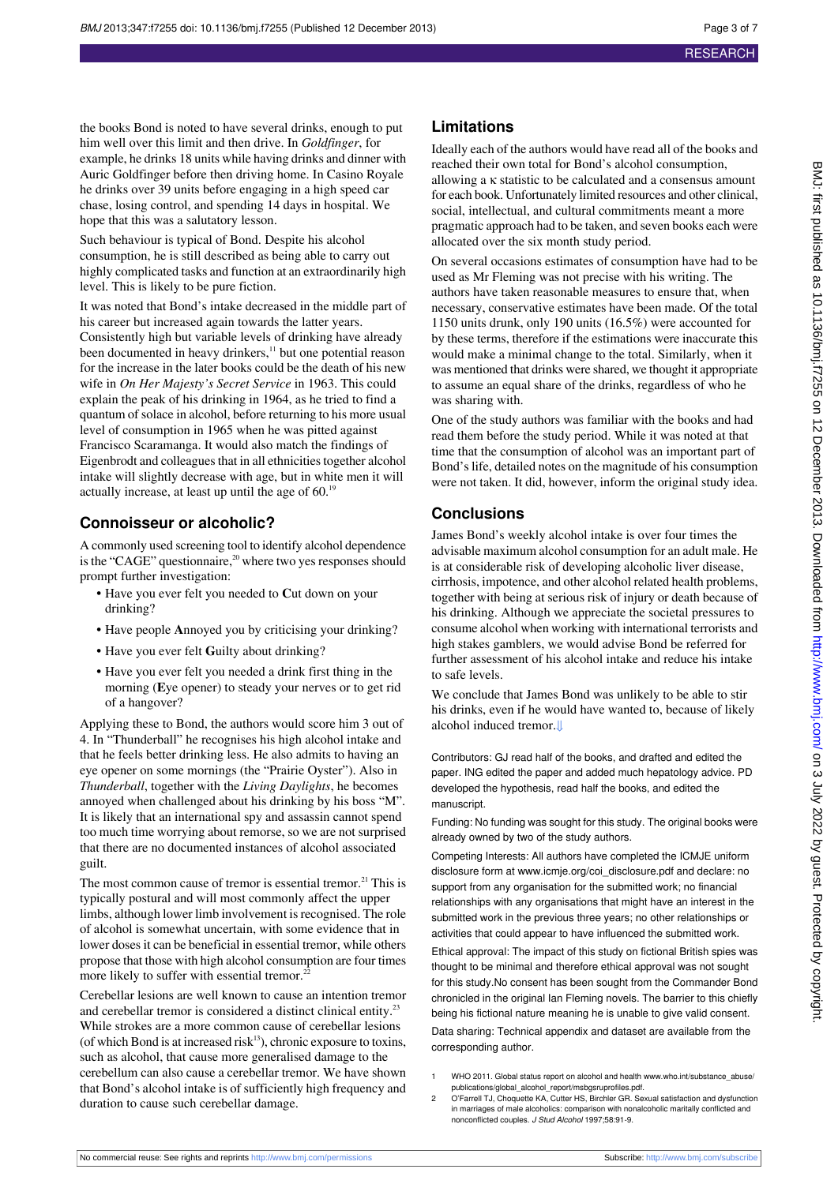the books Bond is noted to have several drinks, enough to put him well over this limit and then drive. In *Goldfinger*, for example, he drinks 18 units while having drinks and dinner with Auric Goldfinger before then driving home. In Casino Royale he drinks over 39 units before engaging in a high speed car chase, losing control, and spending 14 days in hospital. We hope that this was a salutatory lesson.

Such behaviour is typical of Bond. Despite his alcohol consumption, he is still described as being able to carry out highly complicated tasks and function at an extraordinarily high level. This is likely to be pure fiction.

It was noted that Bond's intake decreased in the middle part of his career but increased again towards the latter years. Consistently high but variable levels of drinking have already been documented in heavy drinkers,[11] but one potential reason for the increase in the later books could be the death of his new wife in *On Her Majesty's Secret Service* in 1963. This could explain the peak of his drinking in 1964, as he tried to find a quantum of solace in alcohol, before returning to his more usual level of consumption in 1965 when he was pitted against Francisco Scaramanga. It would also match the findings of Eigenbrodt and colleagues that in all ethnicities together alcohol intake will slightly decrease with age, but in white men it will actually increase, at least up until the age of 60.[19]

## Connoisseur or alcoholic?

A commonly used screening tool to identify alcohol dependence is the "CAGE" questionnaire,[20] where two yes responses should prompt further investigation:

- Have you ever felt you needed to **C**ut down on your drinking?
- Have people **A**nnoyed you by criticising your drinking?
- Have you ever felt **G**uilty about drinking?
- Have you ever felt you needed a drink first thing in the morning (**E**ye opener) to steady your nerves or to get rid of a hangover?

Applying these to Bond, the authors would score him 3 out of 4. In "Thunderball" he recognises his high alcohol intake and that he feels better drinking less. He also admits to having an eye opener on some mornings (the "Prairie Oyster"). Also in *Thunderball*, together with the *Living Daylights*, he becomes annoyed when challenged about his drinking by his boss "M". It is likely that an international spy and assassin cannot spend too much time worrying about remorse, so we are not surprised that there are no documented instances of alcohol associated guilt.

The most common cause of tremor is essential tremor.[21] This is typically postural and will most commonly affect the upper limbs, although lower limb involvement is recognised. The role of alcohol is somewhat uncertain, with some evidence that in lower doses it can be beneficial in essential tremor, while others propose that those with high alcohol consumption are four times more likely to suffer with essential tremor.[22]

Cerebellar lesions are well known to cause an intention tremor and cerebellar tremor is considered a distinct clinical entity.[23] While strokes are a more common cause of cerebellar lesions (of which Bond is at increased risk[13]), chronic exposure to toxins, such as alcohol, that cause more generalised damage to the cerebellum can also cause a cerebellar tremor. We have shown that Bond's alcohol intake is of sufficiently high frequency and duration to cause such cerebellar damage.

## Limitations

Ideally each of the authors would have read all of the books and reached their own total for Bond's alcohol consumption, allowing a κ statistic to be calculated and a consensus amount for each book. Unfortunately limited resources and other clinical, social, intellectual, and cultural commitments meant a more pragmatic approach had to be taken, and seven books each were allocated over the six month study period.

On several occasions estimates of consumption have had to be used as Mr Fleming was not precise with his writing. The authors have taken reasonable measures to ensure that, when necessary, conservative estimates have been made. Of the total 1150 units drunk, only 190 units (16.5%) were accounted for by these terms, therefore if the estimations were inaccurate this would make a minimal change to the total. Similarly, when it was mentioned that drinks were shared, we thought it appropriate to assume an equal share of the drinks, regardless of who he was sharing with.

One of the study authors was familiar with the books and had read them before the study period. While it was noted at that time that the consumption of alcohol was an important part of Bond's life, detailed notes on the magnitude of his consumption were not taken. It did, however, inform the original study idea.

## Conclusions

James Bond's weekly alcohol intake is over four times the advisable maximum alcohol consumption for an adult male. He is at considerable risk of developing alcoholic liver disease, cirrhosis, impotence, and other alcohol related health problems, together with being at serious risk of injury or death because of his drinking. Although we appreciate the societal pressures to consume alcohol when working with international terrorists and high stakes gamblers, we would advise Bond be referred for further assessment of his alcohol intake and reduce his intake to safe levels.

We conclude that James Bond was unlikely to be able to stir his drinks, even if he would have wanted to, because of likely alcohol induced tremor.

Contributors: GJ read half of the books, and drafted and edited the paper. ING edited the paper and added much hepatology advice. PD developed the hypothesis, read half the books, and edited the manuscript.

Funding: No funding was sought for this study. The original books were already owned by two of the study authors.

Competing Interests: All authors have completed the ICMJE uniform disclosure form at www.icmje.org/coi_disclosure.pdf and declare: no support from any organisation for the submitted work; no financial relationships with any organisations that might have an interest in the submitted work in the previous three years; no other relationships or activities that could appear to have influenced the submitted work.

Ethical approval: The impact of this study on fictional British spies was thought to be minimal and therefore ethical approval was not sought for this study.No consent has been sought from the Commander Bond chronicled in the original Ian Fleming novels. The barrier to this chiefly being his fictional nature meaning he is unable to give valid consent.

Data sharing: Technical appendix and dataset are available from the corresponding author.

1. WHO 2011. Global status report on alcohol and health www.who.int/substance_abuse/publications/global_alcohol_report/msbgsruprofiles.pdf.
2. O'Farrell TJ, Choquette KA, Cutter HS, Birchler GR. Sexual satisfaction and dysfunction in marriages of male alcoholics: comparison with nonalcoholic maritally conflicted and nonconflicted couples. *J Stud Alcohol* 1997;58:91-9.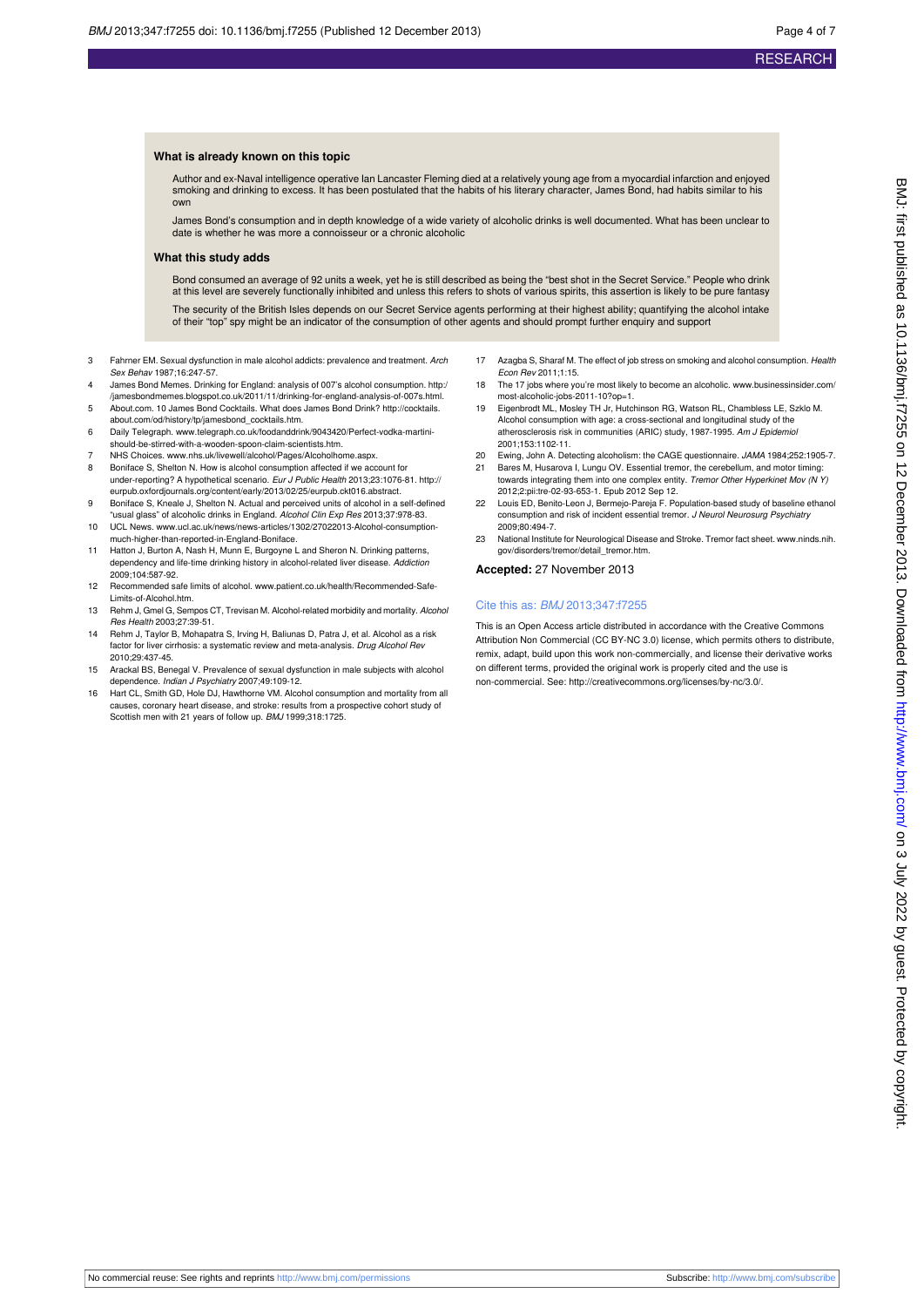### What is already known on this topic

Author and ex-Naval intelligence operative Ian Lancaster Fleming died at a relatively young age from a myocardial infarction and enjoyed smoking and drinking to excess. It has been postulated that the habits of his literary character, James Bond, had habits similar to his own

James Bond's consumption and in depth knowledge of a wide variety of alcoholic drinks is well documented. What has been unclear to date is whether he was more a connoisseur or a chronic alcoholic

### What this study adds

Bond consumed an average of 92 units a week, yet he is still described as being the "best shot in the Secret Service." People who drink at this level are severely functionally inhibited and unless this refers to shots of various spirits, this assertion is likely to be pure fantasy

The security of the British Isles depends on our Secret Service agents performing at their highest ability; quantifying the alcohol intake of their "top" spy might be an indicator of the consumption of other agents and should prompt further enquiry and support

3. Fahrner EM. Sexual dysfunction in male alcohol addicts: prevalence and treatment. *Arch Sex Behav* 1987;16:247-57.
4. James Bond Memes. Drinking for England: analysis of 007's alcohol consumption. http://jamesbondmemes.blogspot.co.uk/2011/11/drinking-for-england-analysis-of-007s.html.
5. About.com. 10 James Bond Cocktails. What does James Bond Drink? http://cocktails.about.com/od/history/tp/jamesbond_cocktails.htm.
6. Daily Telegraph. www.telegraph.co.uk/foodanddrink/9043420/Perfect-vodka-martini-should-be-stirred-with-a-wooden-spoon-claim-scientists.htm.
7. NHS Choices. www.nhs.uk/livewell/alcohol/Pages/Alcoholhome.aspx.
8. Boniface S, Shelton N. How is alcohol consumption affected if we account for under-reporting? A hypothetical scenario. *Eur J Public Health* 2013;23:1076-81. http://eurpub.oxfordjournals.org/content/early/2013/02/25/eurpub.ckt016.abstract.
9. Boniface S, Kneale J, Shelton N. Actual and perceived units of alcohol in a self-defined "usual glass" of alcoholic drinks in England. *Alcohol Clin Exp Res* 2013;37:978-83.
10. UCL News. www.ucl.ac.uk/news/news-articles/1302/27022013-Alcohol-consumption-much-higher-than-reported-in-England-Boniface.
11. Hatton J, Burton A, Nash H, Munn E, Burgoyne L and Sheron N. Drinking patterns, dependency and life-time drinking history in alcohol-related liver disease. *Addiction* 2009;104:587-92.
12. Recommended safe limits of alcohol. www.patient.co.uk/health/Recommended-Safe-Limits-of-Alcohol.htm.
13. Rehm J, Gmel G, Sempos CT, Trevisan M. Alcohol-related morbidity and mortality. *Alcohol Res Health* 2003;27:39-51.
14. Rehm J, Taylor B, Mohapatra S, Irving H, Baliunas D, Patra J, et al. Alcohol as a risk factor for liver cirrhosis: a systematic review and meta-analysis. *Drug Alcohol Rev* 2010;29:437-45.
15. Arackal BS, Benegal V. Prevalence of sexual dysfunction in male subjects with alcohol dependence. *Indian J Psychiatry* 2007;49:109-12.
16. Hart CL, Smith GD, Hole DJ, Hawthorne VM. Alcohol consumption and mortality from all causes, coronary heart disease, and stroke: results from a prospective cohort study of Scottish men with 21 years of follow up. *BMJ* 1999;318:1725.
17. Azagba S, Sharaf M. The effect of job stress on smoking and alcohol consumption. *Health Econ Rev* 2011;1:15.
18. The 17 jobs where you're most likely to become an alcoholic. www.businessinsider.com/most-alcoholic-jobs-2011-10?op=1.
19. Eigenbrodt ML, Mosley TH Jr, Hutchinson RG, Watson RL, Chambless LE, Szklo M. Alcohol consumption with age: a cross-sectional and longitudinal study of the atherosclerosis risk in communities (ARIC) study, 1987-1995. *Am J Epidemiol* 2001;153:1102-11.
20. Ewing, John A. Detecting alcoholism: the CAGE questionnaire. *JAMA* 1984;252:1905-7.
21. Bares M, Husarova I, Lungu OV. Essential tremor, the cerebellum, and motor timing: towards integrating them into one complex entity. *Tremor Other Hyperkinet Mov (N Y)* 2012;2:pii:tre-02-93-653-1. Epub 2012 Sep 12.
22. Louis ED, Benito-Leon J, Bermejo-Pareja F. Population-based study of baseline ethanol consumption and risk of incident essential tremor. *J Neurol Neurosurg Psychiatry* 2009;80:494-7.
23. National Institute for Neurological Disease and Stroke. Tremor fact sheet. www.ninds.nih.gov/disorders/tremor/detail_tremor.htm.

**Accepted:** 27 November 2013

Cite this as: *BMJ* 2013;347:f7255

This is an Open Access article distributed in accordance with the Creative Commons Attribution Non Commercial (CC BY-NC 3.0) license, which permits others to distribute, remix, adapt, build upon this work non-commercially, and license their derivative works on different terms, provided the original work is properly cited and the use is non-commercial. See: http://creativecommons.org/licenses/by-nc/3.0/.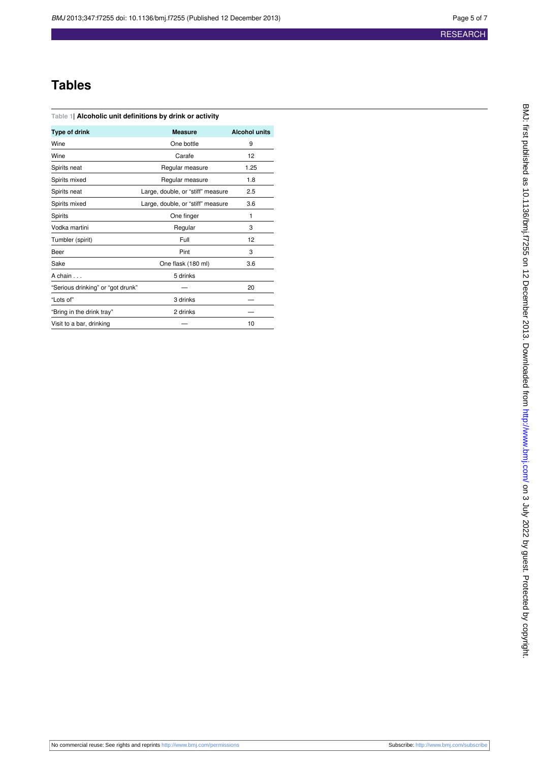# Tables

**Table 1| Alcoholic unit definitions by drink or activity**

| Type of drink | Measure | Alcohol units |
|---|---|---|
| Wine | One bottle | 9 |
| Wine | Carafe | 12 |
| Spirits neat | Regular measure | 1.25 |
| Spirits mixed | Regular measure | 1.8 |
| Spirits neat | Large, double, or "stiff" measure | 2.5 |
| Spirits mixed | Large, double, or "stiff" measure | 3.6 |
| Spirits | One finger | 1 |
| Vodka martini | Regular | 3 |
| Tumbler (spirit) | Full | 12 |
| Beer | Pint | 3 |
| Sake | One flask (180 ml) | 3.6 |
| A chain . . . | 5 drinks | |
| "Serious drinking" or "got drunk" | — | 20 |
| "Lots of" | 3 drinks | — |
| "Bring in the drink tray" | 2 drinks | — |
| Visit to a bar, drinking | — | 10 |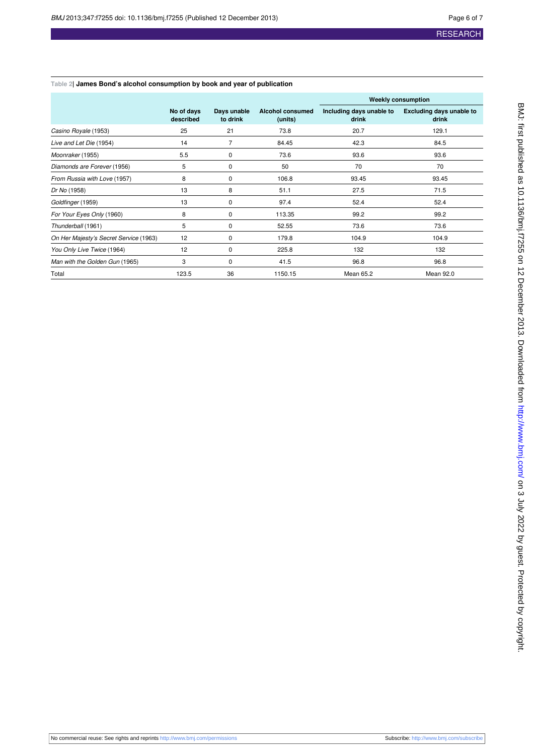**Table 2| James Bond's alcohol consumption by book and year of publication**

| | No of days described | Days unable to drink | Alcohol consumed (units) | Weekly consumption | |
|---|---|---|---|---|---|
| | | | | Including days unable to drink | Excluding days unable to drink |
| *Casino Royale* (1953) | 25 | 21 | 73.8 | 20.7 | 129.1 |
| *Live and Let Die* (1954) | 14 | 7 | 84.45 | 42.3 | 84.5 |
| *Moonraker* (1955) | 5.5 | 0 | 73.6 | 93.6 | 93.6 |
| *Diamonds are Forever* (1956) | 5 | 0 | 50 | 70 | 70 |
| *From Russia with Love* (1957) | 8 | 0 | 106.8 | 93.45 | 93.45 |
| *Dr No* (1958) | 13 | 8 | 51.1 | 27.5 | 71.5 |
| *Goldfinger* (1959) | 13 | 0 | 97.4 | 52.4 | 52.4 |
| *For Your Eyes Only* (1960) | 8 | 0 | 113.35 | 99.2 | 99.2 |
| *Thunderball* (1961) | 5 | 0 | 52.55 | 73.6 | 73.6 |
| *On Her Majesty's Secret Service* (1963) | 12 | 0 | 179.8 | 104.9 | 104.9 |
| *You Only Live Twice* (1964) | 12 | 0 | 225.8 | 132 | 132 |
| *Man with the Golden Gun* (1965) | 3 | 0 | 41.5 | 96.8 | 96.8 |
| Total | 123.5 | 36 | 1150.15 | Mean 65.2 | Mean 92.0 |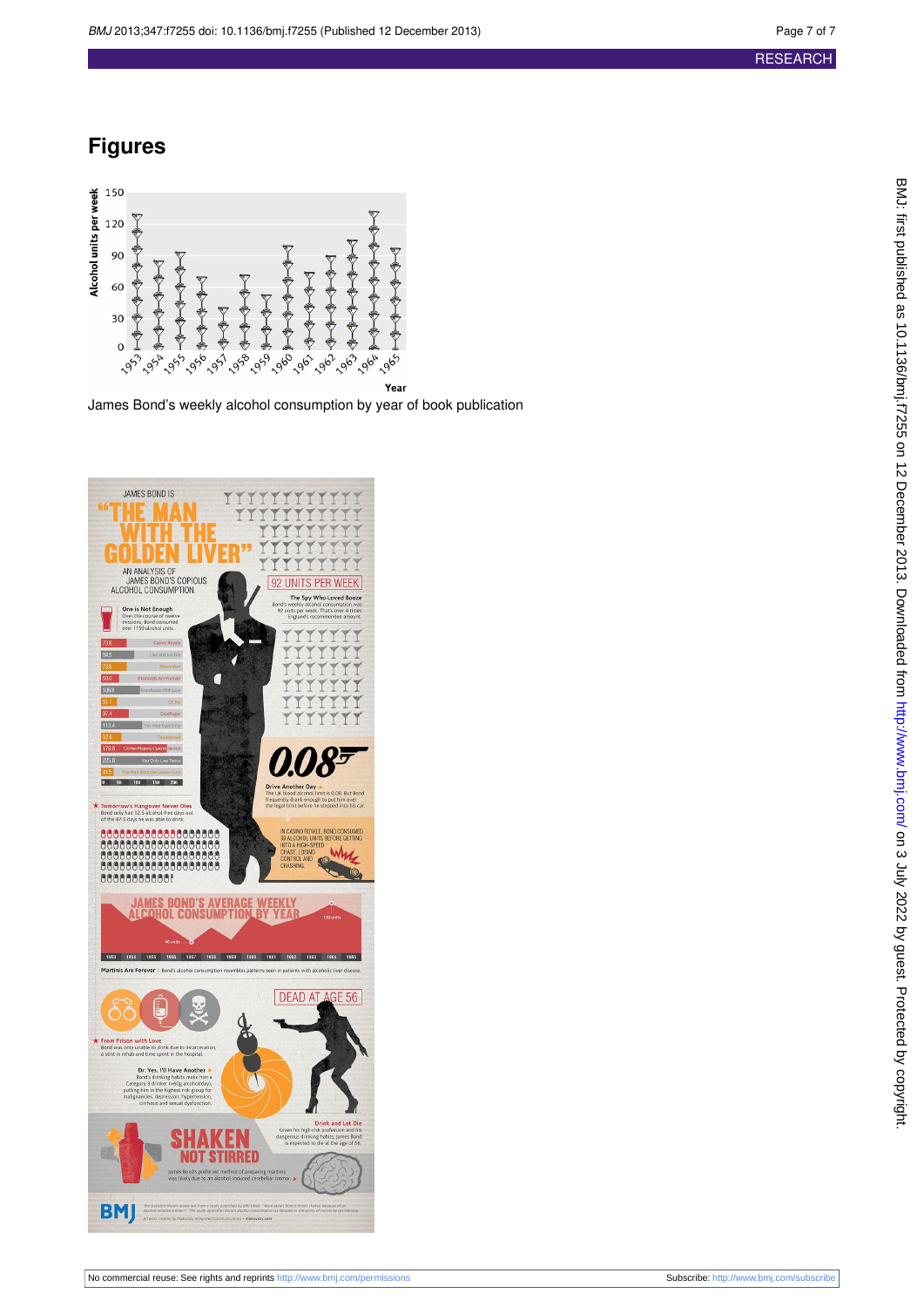# Figures

Alcohol units per week

150
120
90
60
30
0

1953 1954 1955 1956 1957 1958 1959 1960 1961 1962 1963 1964 1965

Year

James Bond's weekly alcohol consumption by year of book publication

JAMES BOND IS
"THE MAN WITH THE GOLDEN LIVER"
AN ANALYSIS OF JAMES BOND'S COPIOUS ALCOHOL CONSUMPTION.

92 UNITS PER WEEK

The Spy Who Loved Booze
Bond's weekly alcohol consumption was 92 units per week. That's over 4 times England's recommended amount.

One is Not Enough
Over the course of twelve missions, Bond consumed over 1150 alcohol units.

73.8 Casino Royale
84.5 Live and Let Die
73.6 Moonraker
50.0 Diamonds Are Forever
106.8 From Russia With Love
51.1 Dr. No
97.4 Goldfinger
113.4 For Your Eyes Only
52.6 Thunderball
179.8 On Her Majesty's Secret Service
225.8 You Only Live Twice
41.5 The Man With The Golden Gun

0 50 100 150 200

0.08

Drive Another Day
The UK blood alcohol limit is 0.08. But Bond frequently drank enough to put him over the legal limit before he stepped into his car.

Tomorrow's Hangover Never Dies
Bond only had 12.5 alcohol-free days out of the 87.5 days he was able to drink.

IN CASINO ROYALE, BOND CONSUMED 30 ALCOHOL UNITS BEFORE GETTING INTO A HIGH-SPEED CHASE, LOSING CONTROL AND CRASHING.

JAMES BOND'S AVERAGE WEEKLY ALCOHOL CONSUMPTION BY YEAR

130 units

40 units

1953 1954 1955 1956 1957 1958 1959 1960 1961 1962 1963 1964 1965

Martinis Are Forever | Bond's alcohol consumption resembles patterns seen in patients with alcoholic liver disease.

DEAD AT AGE 56

From Prison with Love
Bond was only unable to drink due to incarceration, a stint in rehab and time spent in the hospital.

Dr. Yes, I'll Have Another
Bond's drinking habits make him a Category 3 drinker (>60g alcohol/day), putting him in the highest risk group for malignancies, depression, hypertension, cirrhosis and sexual dysfunction.

Drink and Let Die
Given his high-risk profession and his dangerous drinking habits, James Bond is expected to die at the age of 56.

SHAKEN NOT STIRRED

James Bond's preferred method of preparing martinis was likely due to an alcohol-induced cerebellar tremor.

BMJ